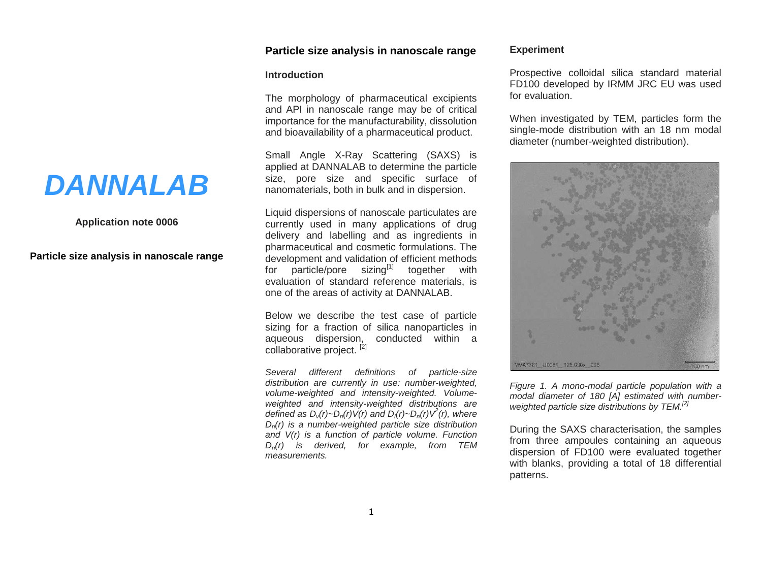# DANNALAB

**Application note 0006**

**Particle size analysis in nanoscale range**

## Particle size analysis in nanoscale range

### Introduction

The morphology of pharmaceutical excipients and API in nanoscale range may be of critical importance for the manufacturability, dissolution and bioavailability of a pharmaceutical product.

Small Angle X-Ray Scattering (SAXS) is applied at DANNALAB to determine the particle size, pore size and specific surface of nanomaterials, both in bulk and in dispersion.

Liquid dispersions of nanoscale particulates are currently used in many applications of drug delivery and labelling and as ingredients in pharmaceutical and cosmetic formulations. The development and validation of efficient methods for particle/pore sizing[1] together with evaluation of standard reference materials, is one of the areas of activity at DANNALAB.

Below we describe the test case of particle sizing for a fraction of silica nanoparticles in aqueous dispersion, conducted within a collaborative project. [2]

*Several different definitions of particle-size distribution are currently in use: number-weighted, volume-weighted and intensity-weighted. Volume-weighted and intensity-weighted distributions are defined as $D_v(r) \sim D_n(r)V(r)$ and $D_I(r) \sim D_n(r)V^2(r)$, where $D_n(r)$ is a number-weighted particle size distribution and $V(r)$ is a function of particle volume. Function $D_n(r)$ is derived, for example, from TEM measurements.*

### Experiment

Prospective colloidal silica standard material FD100 developed by IRMM JRC EU was used for evaluation.

When investigated by TEM, particles form the single-mode distribution with an 18 nm modal diameter (number-weighted distribution).

*Figure 1. A mono-modal particle population with a modal diameter of 180 [A] estimated with number-weighted particle size distributions by TEM.[2]*

During the SAXS characterisation, the samples from three ampoules containing an aqueous dispersion of FD100 were evaluated together with blanks, providing a total of 18 differential patterns.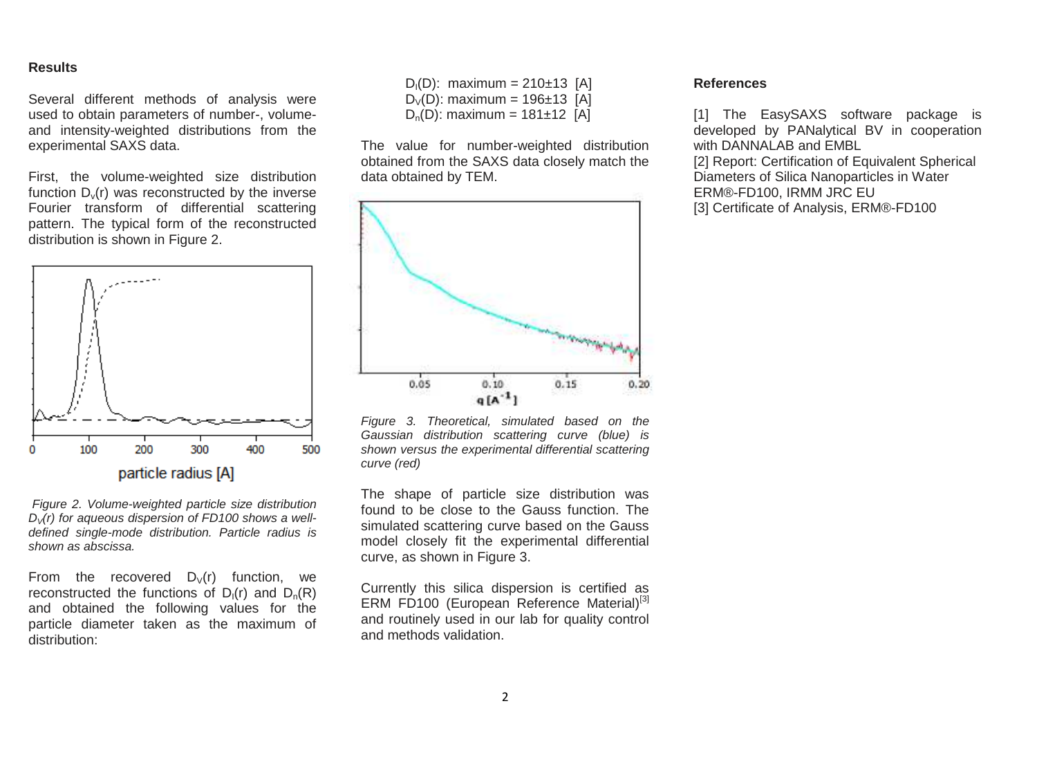## Results

Several different methods of analysis were used to obtain parameters of number-, volume- and intensity-weighted distributions from the experimental SAXS data.

First, the volume-weighted size distribution function $D_v(r)$ was reconstructed by the inverse Fourier transform of differential scattering pattern. The typical form of the reconstructed distribution is shown in Figure 2.

0
100
200
300
400
500
particle radius [A]

*Figure 2. Volume-weighted particle size distribution $D_V(r)$ for aqueous dispersion of FD100 shows a well-defined single-mode distribution. Particle radius is shown as abscissa.*

From the recovered $D_V(r)$ function, we reconstructed the functions of $D_I(r)$ and $D_n(R)$ and obtained the following values for the particle diameter taken as the maximum of distribution:

$D_I(D)$: maximum = 210±13 [A]
$D_V(D)$: maximum = 196±13 [A]
$D_n(D)$: maximum = 181±12 [A]

The value for number-weighted distribution obtained from the SAXS data closely match the data obtained by TEM.

0.05
0.10
0.15
0.20
q [A$^{-1}$]

*Figure 3. Theoretical, simulated based on the Gaussian distribution scattering curve (blue) is shown versus the experimental differential scattering curve (red)*

The shape of particle size distribution was found to be close to the Gauss function. The simulated scattering curve based on the Gauss model closely fit the experimental differential curve, as shown in Figure 3.

Currently this silica dispersion is certified as ERM FD100 (European Reference Material)[3] and routinely used in our lab for quality control and methods validation.

## References

[1] The EasySAXS software package is developed by PANalytical BV in cooperation with DANNALAB and EMBL
[2] Report: Certification of Equivalent Spherical Diameters of Silica Nanoparticles in Water ERM®-FD100, IRMM JRC EU
[3] Certificate of Analysis, ERM®-FD100